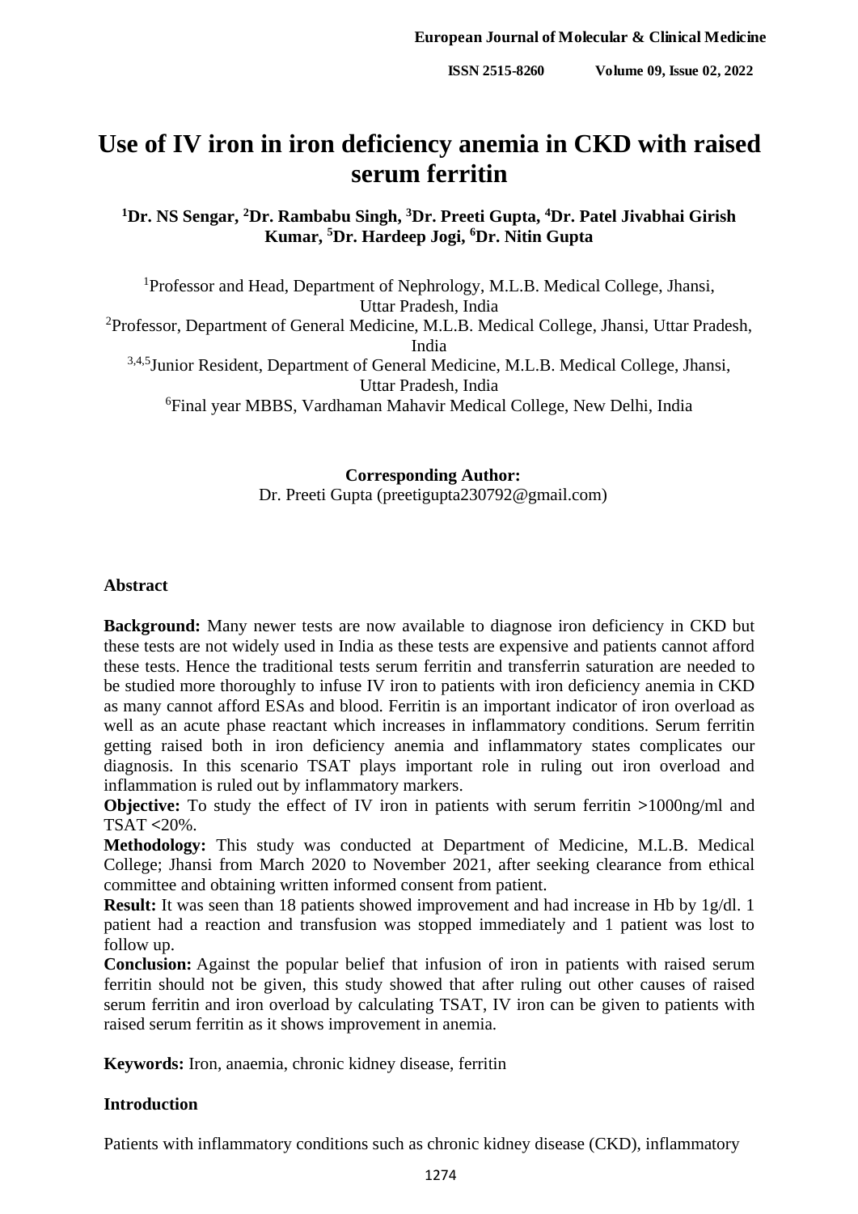# Use of IV iron in iron deficiency anemia in CKD with raised serum ferritin

**[1]Dr. NS Sengar, [2]Dr. Rambabu Singh, [3]Dr. Preeti Gupta, [4]Dr. Patel Jivabhai Girish Kumar, [5]Dr. Hardeep Jogi, [6]Dr. Nitin Gupta**

[1]Professor and Head, Department of Nephrology, M.L.B. Medical College, Jhansi, Uttar Pradesh, India

[2]Professor, Department of General Medicine, M.L.B. Medical College, Jhansi, Uttar Pradesh, India

[3,4,5]Junior Resident, Department of General Medicine, M.L.B. Medical College, Jhansi, Uttar Pradesh, India

[6]Final year MBBS, Vardhaman Mahavir Medical College, New Delhi, India

**Corresponding Author:**
Dr. Preeti Gupta (preetigupta230792@gmail.com)

## Abstract

**Background:** Many newer tests are now available to diagnose iron deficiency in CKD but these tests are not widely used in India as these tests are expensive and patients cannot afford these tests. Hence the traditional tests serum ferritin and transferrin saturation are needed to be studied more thoroughly to infuse IV iron to patients with iron deficiency anemia in CKD as many cannot afford ESAs and blood. Ferritin is an important indicator of iron overload as well as an acute phase reactant which increases in inflammatory conditions. Serum ferritin getting raised both in iron deficiency anemia and inflammatory states complicates our diagnosis. In this scenario TSAT plays important role in ruling out iron overload and inflammation is ruled out by inflammatory markers.

**Objective:** To study the effect of IV iron in patients with serum ferritin >1000ng/ml and TSAT <20%.

**Methodology:** This study was conducted at Department of Medicine, M.L.B. Medical College; Jhansi from March 2020 to November 2021, after seeking clearance from ethical committee and obtaining written informed consent from patient.

**Result:** It was seen than 18 patients showed improvement and had increase in Hb by 1g/dl. 1 patient had a reaction and transfusion was stopped immediately and 1 patient was lost to follow up.

**Conclusion:** Against the popular belief that infusion of iron in patients with raised serum ferritin should not be given, this study showed that after ruling out other causes of raised serum ferritin and iron overload by calculating TSAT, IV iron can be given to patients with raised serum ferritin as it shows improvement in anemia.

**Keywords:** Iron, anaemia, chronic kidney disease, ferritin

## Introduction

Patients with inflammatory conditions such as chronic kidney disease (CKD), inflammatory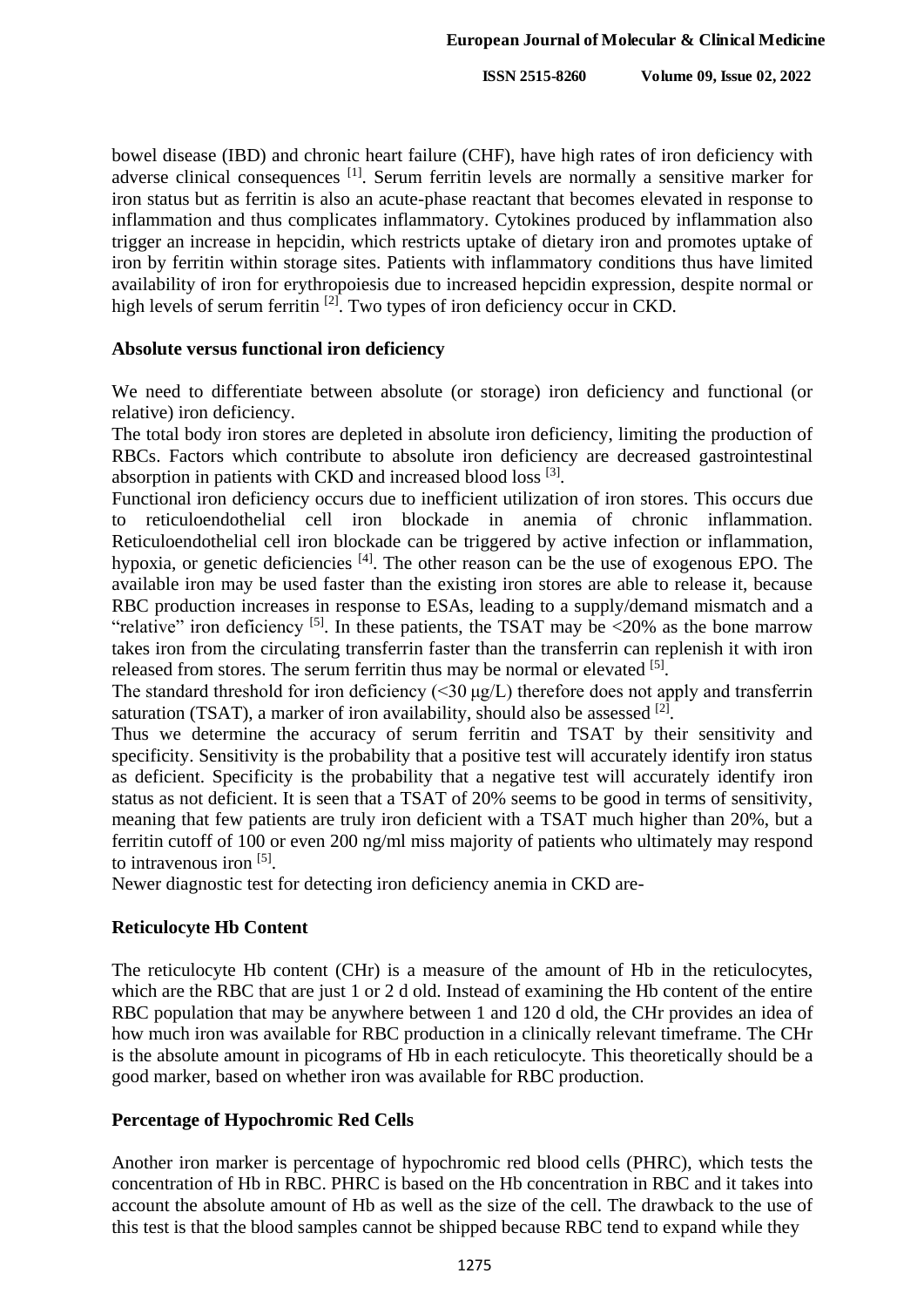bowel disease (IBD) and chronic heart failure (CHF), have high rates of iron deficiency with adverse clinical consequences [1]. Serum ferritin levels are normally a sensitive marker for iron status but as ferritin is also an acute-phase reactant that becomes elevated in response to inflammation and thus complicates inflammatory. Cytokines produced by inflammation also trigger an increase in hepcidin, which restricts uptake of dietary iron and promotes uptake of iron by ferritin within storage sites. Patients with inflammatory conditions thus have limited availability of iron for erythropoiesis due to increased hepcidin expression, despite normal or high levels of serum ferritin [2]. Two types of iron deficiency occur in CKD.

**Absolute versus functional iron deficiency**

We need to differentiate between absolute (or storage) iron deficiency and functional (or relative) iron deficiency.

The total body iron stores are depleted in absolute iron deficiency, limiting the production of RBCs. Factors which contribute to absolute iron deficiency are decreased gastrointestinal absorption in patients with CKD and increased blood loss [3].

Functional iron deficiency occurs due to inefficient utilization of iron stores. This occurs due to reticuloendothelial cell iron blockade in anemia of chronic inflammation. Reticuloendothelial cell iron blockade can be triggered by active infection or inflammation, hypoxia, or genetic deficiencies [4]. The other reason can be the use of exogenous EPO. The available iron may be used faster than the existing iron stores are able to release it, because RBC production increases in response to ESAs, leading to a supply/demand mismatch and a "relative" iron deficiency [5]. In these patients, the TSAT may be <20% as the bone marrow takes iron from the circulating transferrin faster than the transferrin can replenish it with iron released from stores. The serum ferritin thus may be normal or elevated [5].

The standard threshold for iron deficiency (<30 μg/L) therefore does not apply and transferrin saturation (TSAT), a marker of iron availability, should also be assessed [2].

Thus we determine the accuracy of serum ferritin and TSAT by their sensitivity and specificity. Sensitivity is the probability that a positive test will accurately identify iron status as deficient. Specificity is the probability that a negative test will accurately identify iron status as not deficient. It is seen that a TSAT of 20% seems to be good in terms of sensitivity, meaning that few patients are truly iron deficient with a TSAT much higher than 20%, but a ferritin cutoff of 100 or even 200 ng/ml miss majority of patients who ultimately may respond to intravenous iron [5].

Newer diagnostic test for detecting iron deficiency anemia in CKD are-

**Reticulocyte Hb Content**

The reticulocyte Hb content (CHr) is a measure of the amount of Hb in the reticulocytes, which are the RBC that are just 1 or 2 d old. Instead of examining the Hb content of the entire RBC population that may be anywhere between 1 and 120 d old, the CHr provides an idea of how much iron was available for RBC production in a clinically relevant timeframe. The CHr is the absolute amount in picograms of Hb in each reticulocyte. This theoretically should be a good marker, based on whether iron was available for RBC production.

**Percentage of Hypochromic Red Cells**

Another iron marker is percentage of hypochromic red blood cells (PHRC), which tests the concentration of Hb in RBC. PHRC is based on the Hb concentration in RBC and it takes into account the absolute amount of Hb as well as the size of the cell. The drawback to the use of this test is that the blood samples cannot be shipped because RBC tend to expand while they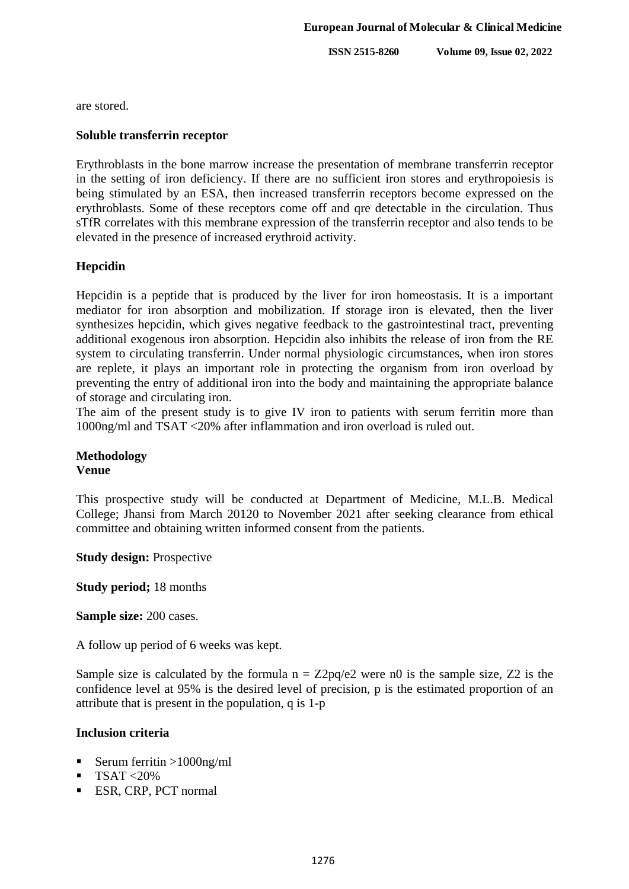are stored.

### Soluble transferrin receptor

Erythroblasts in the bone marrow increase the presentation of membrane transferrin receptor in the setting of iron deficiency. If there are no sufficient iron stores and erythropoiesis is being stimulated by an ESA, then increased transferrin receptors become expressed on the erythroblasts. Some of these receptors come off and qre detectable in the circulation. Thus sTfR correlates with this membrane expression of the transferrin receptor and also tends to be elevated in the presence of increased erythroid activity.

### Hepcidin

Hepcidin is a peptide that is produced by the liver for iron homeostasis. It is a important mediator for iron absorption and mobilization. If storage iron is elevated, then the liver synthesizes hepcidin, which gives negative feedback to the gastrointestinal tract, preventing additional exogenous iron absorption. Hepcidin also inhibits the release of iron from the RE system to circulating transferrin. Under normal physiologic circumstances, when iron stores are replete, it plays an important role in protecting the organism from iron overload by preventing the entry of additional iron into the body and maintaining the appropriate balance of storage and circulating iron.

The aim of the present study is to give IV iron to patients with serum ferritin more than 1000ng/ml and TSAT <20% after inflammation and iron overload is ruled out.

## Methodology

### Venue

This prospective study will be conducted at Department of Medicine, M.L.B. Medical College; Jhansi from March 20120 to November 2021 after seeking clearance from ethical committee and obtaining written informed consent from the patients.

**Study design:** Prospective

**Study period;** 18 months

**Sample size:** 200 cases.

A follow up period of 6 weeks was kept.

Sample size is calculated by the formula $n = Z2pq/e2$ were n0 is the sample size, Z2 is the confidence level at 95% is the desired level of precision, p is the estimated proportion of an attribute that is present in the population, q is 1-p

### Inclusion criteria

- Serum ferritin >1000ng/ml
- TSAT <20%
- ESR, CRP, PCT normal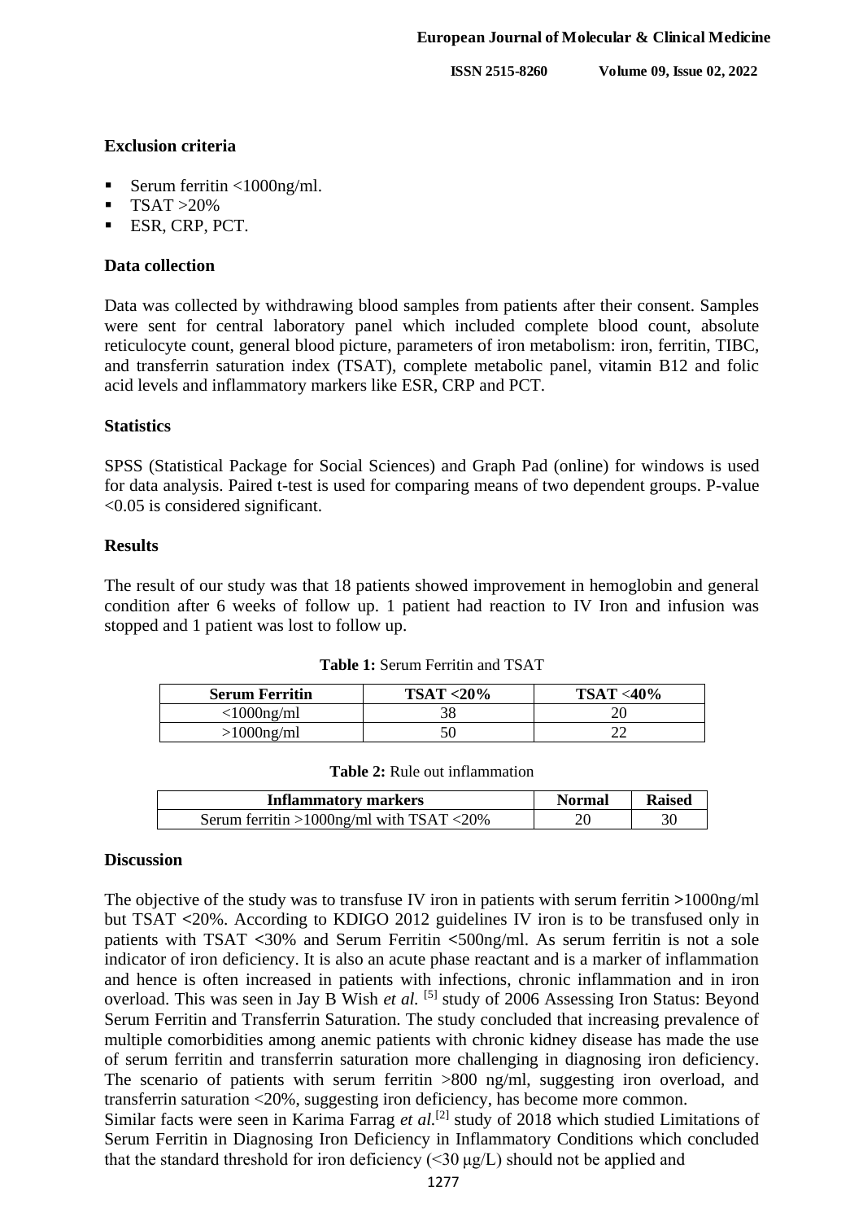### Exclusion criteria

- Serum ferritin <1000ng/ml.
- TSAT >20%
- ESR, CRP, PCT.

### Data collection

Data was collected by withdrawing blood samples from patients after their consent. Samples were sent for central laboratory panel which included complete blood count, absolute reticulocyte count, general blood picture, parameters of iron metabolism: iron, ferritin, TIBC, and transferrin saturation index (TSAT), complete metabolic panel, vitamin B12 and folic acid levels and inflammatory markers like ESR, CRP and PCT.

### Statistics

SPSS (Statistical Package for Social Sciences) and Graph Pad (online) for windows is used for data analysis. Paired t-test is used for comparing means of two dependent groups. P-value <0.05 is considered significant.

### Results

The result of our study was that 18 patients showed improvement in hemoglobin and general condition after 6 weeks of follow up. 1 patient had reaction to IV Iron and infusion was stopped and 1 patient was lost to follow up.

**Table 1:** Serum Ferritin and TSAT

| Serum Ferritin | TSAT <20% | TSAT <40% |
|---|---|---|
| <1000ng/ml | 38 | 20 |
| >1000ng/ml | 50 | 22 |

**Table 2:** Rule out inflammation

| Inflammatory markers | Normal | Raised |
|---|---|---|
| Serum ferritin >1000ng/ml with TSAT <20% | 20 | 30 |

### Discussion

The objective of the study was to transfuse IV iron in patients with serum ferritin >1000ng/ml but TSAT <20%. According to KDIGO 2012 guidelines IV iron is to be transfused only in patients with TSAT <30% and Serum Ferritin <500ng/ml. As serum ferritin is not a sole indicator of iron deficiency. It is also an acute phase reactant and is a marker of inflammation and hence is often increased in patients with infections, chronic inflammation and in iron overload. This was seen in Jay B Wish *et al.* [5] study of 2006 Assessing Iron Status: Beyond Serum Ferritin and Transferrin Saturation. The study concluded that increasing prevalence of multiple comorbidities among anemic patients with chronic kidney disease has made the use of serum ferritin and transferrin saturation more challenging in diagnosing iron deficiency. The scenario of patients with serum ferritin >800 ng/ml, suggesting iron overload, and transferrin saturation <20%, suggesting iron deficiency, has become more common.

Similar facts were seen in Karima Farrag *et al.*[2] study of 2018 which studied Limitations of Serum Ferritin in Diagnosing Iron Deficiency in Inflammatory Conditions which concluded that the standard threshold for iron deficiency (<30 μg/L) should not be applied and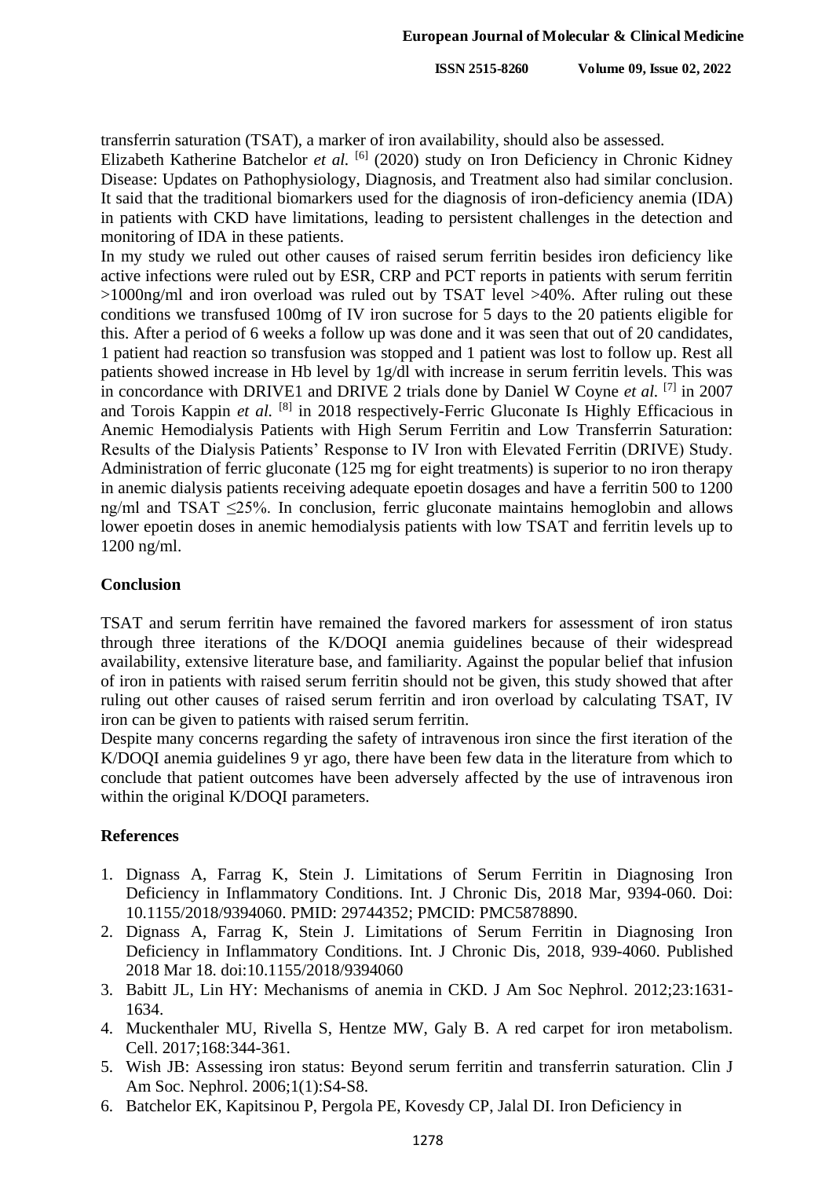transferrin saturation (TSAT), a marker of iron availability, should also be assessed.

Elizabeth Katherine Batchelor *et al.* [6] (2020) study on Iron Deficiency in Chronic Kidney Disease: Updates on Pathophysiology, Diagnosis, and Treatment also had similar conclusion. It said that the traditional biomarkers used for the diagnosis of iron-deficiency anemia (IDA) in patients with CKD have limitations, leading to persistent challenges in the detection and monitoring of IDA in these patients.

In my study we ruled out other causes of raised serum ferritin besides iron deficiency like active infections were ruled out by ESR, CRP and PCT reports in patients with serum ferritin >1000ng/ml and iron overload was ruled out by TSAT level >40%. After ruling out these conditions we transfused 100mg of IV iron sucrose for 5 days to the 20 patients eligible for this. After a period of 6 weeks a follow up was done and it was seen that out of 20 candidates, 1 patient had reaction so transfusion was stopped and 1 patient was lost to follow up. Rest all patients showed increase in Hb level by 1g/dl with increase in serum ferritin levels. This was in concordance with DRIVE1 and DRIVE 2 trials done by Daniel W Coyne *et al.* [7] in 2007 and Torois Kappin *et al.* [8] in 2018 respectively-Ferric Gluconate Is Highly Efficacious in Anemic Hemodialysis Patients with High Serum Ferritin and Low Transferrin Saturation: Results of the Dialysis Patients' Response to IV Iron with Elevated Ferritin (DRIVE) Study. Administration of ferric gluconate (125 mg for eight treatments) is superior to no iron therapy in anemic dialysis patients receiving adequate epoetin dosages and have a ferritin 500 to 1200 ng/ml and TSAT ≤25%. In conclusion, ferric gluconate maintains hemoglobin and allows lower epoetin doses in anemic hemodialysis patients with low TSAT and ferritin levels up to 1200 ng/ml.

## Conclusion

TSAT and serum ferritin have remained the favored markers for assessment of iron status through three iterations of the K/DOQI anemia guidelines because of their widespread availability, extensive literature base, and familiarity. Against the popular belief that infusion of iron in patients with raised serum ferritin should not be given, this study showed that after ruling out other causes of raised serum ferritin and iron overload by calculating TSAT, IV iron can be given to patients with raised serum ferritin.

Despite many concerns regarding the safety of intravenous iron since the first iteration of the K/DOQI anemia guidelines 9 yr ago, there have been few data in the literature from which to conclude that patient outcomes have been adversely affected by the use of intravenous iron within the original K/DOQI parameters.

## References

1. Dignass A, Farrag K, Stein J. Limitations of Serum Ferritin in Diagnosing Iron Deficiency in Inflammatory Conditions. Int. J Chronic Dis, 2018 Mar, 9394-060. Doi: 10.1155/2018/9394060. PMID: 29744352; PMCID: PMC5878890.
2. Dignass A, Farrag K, Stein J. Limitations of Serum Ferritin in Diagnosing Iron Deficiency in Inflammatory Conditions. Int. J Chronic Dis, 2018, 939-4060. Published 2018 Mar 18. doi:10.1155/2018/9394060
3. Babitt JL, Lin HY: Mechanisms of anemia in CKD. J Am Soc Nephrol. 2012;23:1631-1634.
4. Muckenthaler MU, Rivella S, Hentze MW, Galy B. A red carpet for iron metabolism. Cell. 2017;168:344-361.
5. Wish JB: Assessing iron status: Beyond serum ferritin and transferrin saturation. Clin J Am Soc. Nephrol. 2006;1(1):S4-S8.
6. Batchelor EK, Kapitsinou P, Pergola PE, Kovesdy CP, Jalal DI. Iron Deficiency in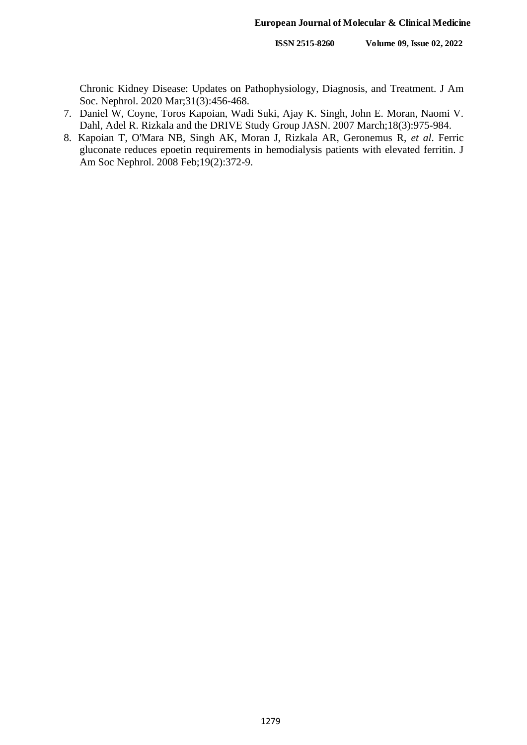Chronic Kidney Disease: Updates on Pathophysiology, Diagnosis, and Treatment. J Am Soc. Nephrol. 2020 Mar;31(3):456-468.

7. Daniel W, Coyne, Toros Kapoian, Wadi Suki, Ajay K. Singh, John E. Moran, Naomi V. Dahl, Adel R. Rizkala and the DRIVE Study Group JASN. 2007 March;18(3):975-984.
8. Kapoian T, O'Mara NB, Singh AK, Moran J, Rizkala AR, Geronemus R, *et al*. Ferric gluconate reduces epoetin requirements in hemodialysis patients with elevated ferritin. J Am Soc Nephrol. 2008 Feb;19(2):372-9.